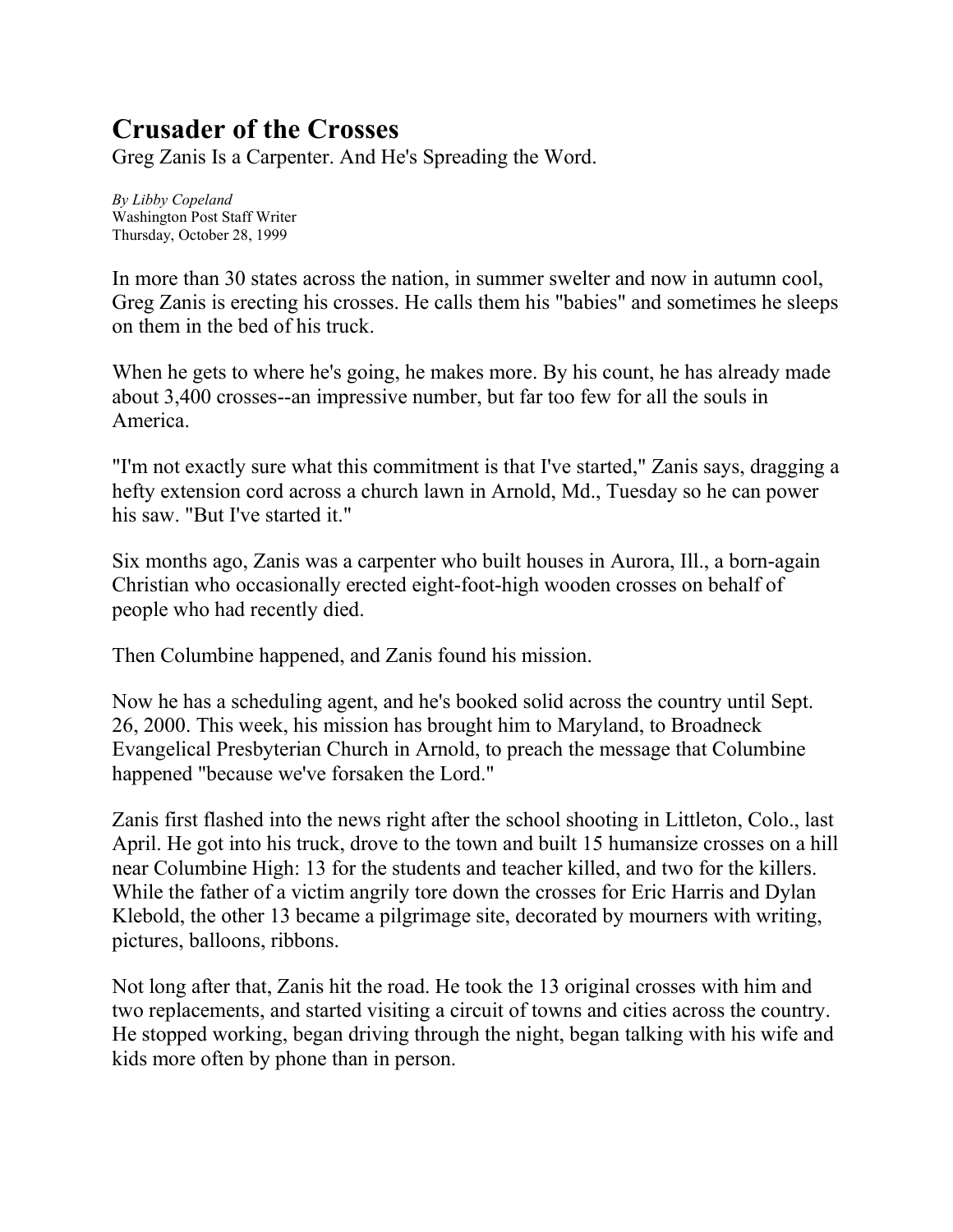# Crusader of the Crosses

Greg Zanis Is a Carpenter. And He's Spreading the Word.

*By Libby Copeland*
Washington Post Staff Writer
Thursday, October 28, 1999

In more than 30 states across the nation, in summer swelter and now in autumn cool, Greg Zanis is erecting his crosses. He calls them his "babies" and sometimes he sleeps on them in the bed of his truck.

When he gets to where he's going, he makes more. By his count, he has already made about 3,400 crosses--an impressive number, but far too few for all the souls in America.

"I'm not exactly sure what this commitment is that I've started," Zanis says, dragging a hefty extension cord across a church lawn in Arnold, Md., Tuesday so he can power his saw. "But I've started it."

Six months ago, Zanis was a carpenter who built houses in Aurora, Ill., a born-again Christian who occasionally erected eight-foot-high wooden crosses on behalf of people who had recently died.

Then Columbine happened, and Zanis found his mission.

Now he has a scheduling agent, and he's booked solid across the country until Sept. 26, 2000. This week, his mission has brought him to Maryland, to Broadneck Evangelical Presbyterian Church in Arnold, to preach the message that Columbine happened "because we've forsaken the Lord."

Zanis first flashed into the news right after the school shooting in Littleton, Colo., last April. He got into his truck, drove to the town and built 15 humansize crosses on a hill near Columbine High: 13 for the students and teacher killed, and two for the killers. While the father of a victim angrily tore down the crosses for Eric Harris and Dylan Klebold, the other 13 became a pilgrimage site, decorated by mourners with writing, pictures, balloons, ribbons.

Not long after that, Zanis hit the road. He took the 13 original crosses with him and two replacements, and started visiting a circuit of towns and cities across the country. He stopped working, began driving through the night, began talking with his wife and kids more often by phone than in person.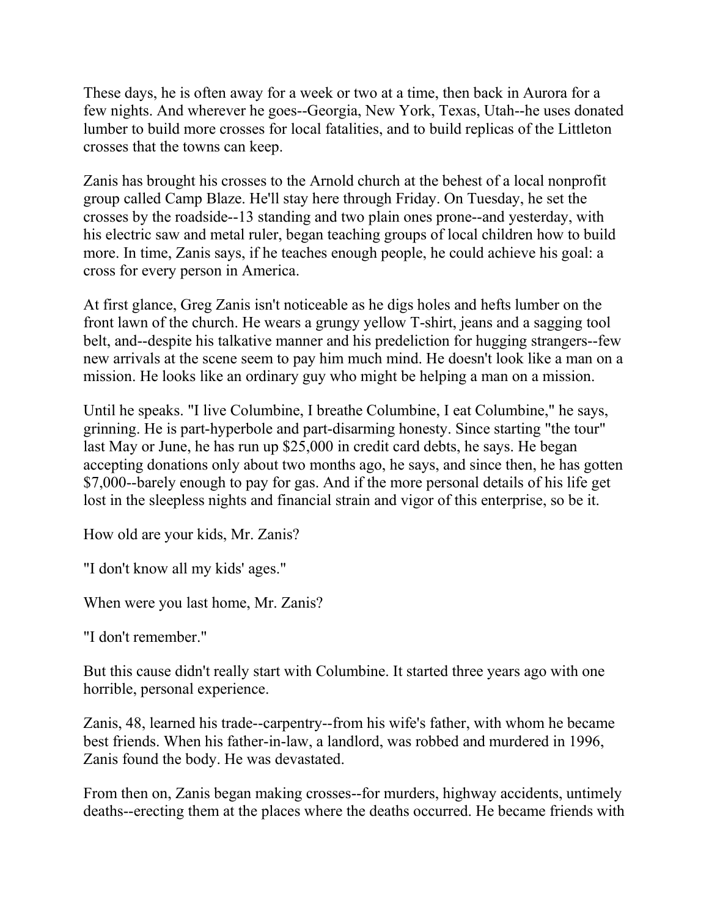These days, he is often away for a week or two at a time, then back in Aurora for a few nights. And wherever he goes--Georgia, New York, Texas, Utah--he uses donated lumber to build more crosses for local fatalities, and to build replicas of the Littleton crosses that the towns can keep.

Zanis has brought his crosses to the Arnold church at the behest of a local nonprofit group called Camp Blaze. He'll stay here through Friday. On Tuesday, he set the crosses by the roadside--13 standing and two plain ones prone--and yesterday, with his electric saw and metal ruler, began teaching groups of local children how to build more. In time, Zanis says, if he teaches enough people, he could achieve his goal: a cross for every person in America.

At first glance, Greg Zanis isn't noticeable as he digs holes and hefts lumber on the front lawn of the church. He wears a grungy yellow T-shirt, jeans and a sagging tool belt, and--despite his talkative manner and his predeliction for hugging strangers--few new arrivals at the scene seem to pay him much mind. He doesn't look like a man on a mission. He looks like an ordinary guy who might be helping a man on a mission.

Until he speaks. "I live Columbine, I breathe Columbine, I eat Columbine," he says, grinning. He is part-hyperbole and part-disarming honesty. Since starting "the tour" last May or June, he has run up $25,000 in credit card debts, he says. He began accepting donations only about two months ago, he says, and since then, he has gotten $7,000--barely enough to pay for gas. And if the more personal details of his life get lost in the sleepless nights and financial strain and vigor of this enterprise, so be it.

How old are your kids, Mr. Zanis?

"I don't know all my kids' ages."

When were you last home, Mr. Zanis?

"I don't remember."

But this cause didn't really start with Columbine. It started three years ago with one horrible, personal experience.

Zanis, 48, learned his trade--carpentry--from his wife's father, with whom he became best friends. When his father-in-law, a landlord, was robbed and murdered in 1996, Zanis found the body. He was devastated.

From then on, Zanis began making crosses--for murders, highway accidents, untimely deaths--erecting them at the places where the deaths occurred. He became friends with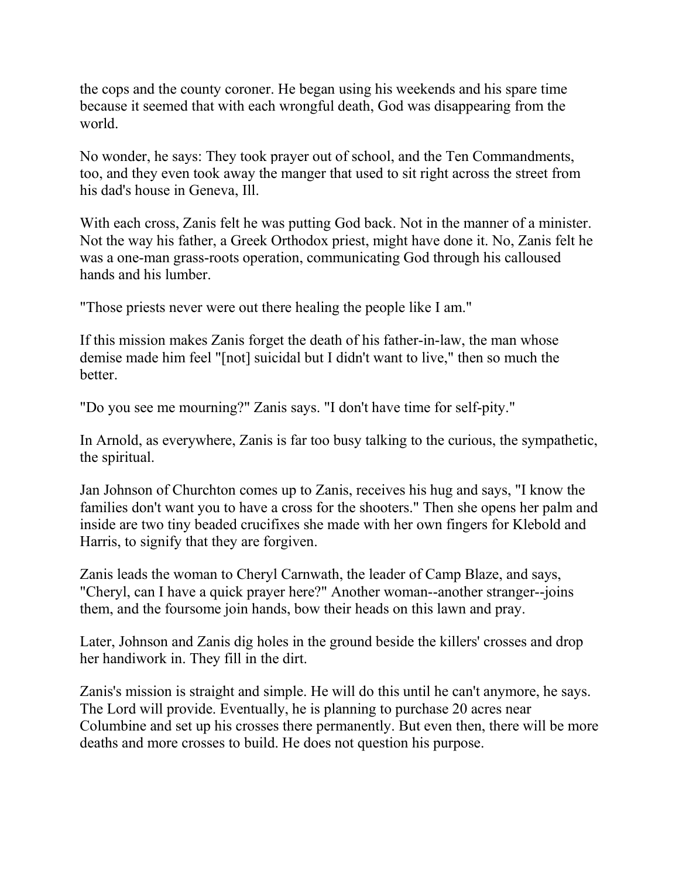the cops and the county coroner. He began using his weekends and his spare time because it seemed that with each wrongful death, God was disappearing from the world.

No wonder, he says: They took prayer out of school, and the Ten Commandments, too, and they even took away the manger that used to sit right across the street from his dad's house in Geneva, Ill.

With each cross, Zanis felt he was putting God back. Not in the manner of a minister. Not the way his father, a Greek Orthodox priest, might have done it. No, Zanis felt he was a one-man grass-roots operation, communicating God through his calloused hands and his lumber.

"Those priests never were out there healing the people like I am."

If this mission makes Zanis forget the death of his father-in-law, the man whose demise made him feel "[not] suicidal but I didn't want to live," then so much the better.

"Do you see me mourning?" Zanis says. "I don't have time for self-pity."

In Arnold, as everywhere, Zanis is far too busy talking to the curious, the sympathetic, the spiritual.

Jan Johnson of Churchton comes up to Zanis, receives his hug and says, "I know the families don't want you to have a cross for the shooters." Then she opens her palm and inside are two tiny beaded crucifixes she made with her own fingers for Klebold and Harris, to signify that they are forgiven.

Zanis leads the woman to Cheryl Carnwath, the leader of Camp Blaze, and says, "Cheryl, can I have a quick prayer here?" Another woman--another stranger--joins them, and the foursome join hands, bow their heads on this lawn and pray.

Later, Johnson and Zanis dig holes in the ground beside the killers' crosses and drop her handiwork in. They fill in the dirt.

Zanis's mission is straight and simple. He will do this until he can't anymore, he says. The Lord will provide. Eventually, he is planning to purchase 20 acres near Columbine and set up his crosses there permanently. But even then, there will be more deaths and more crosses to build. He does not question his purpose.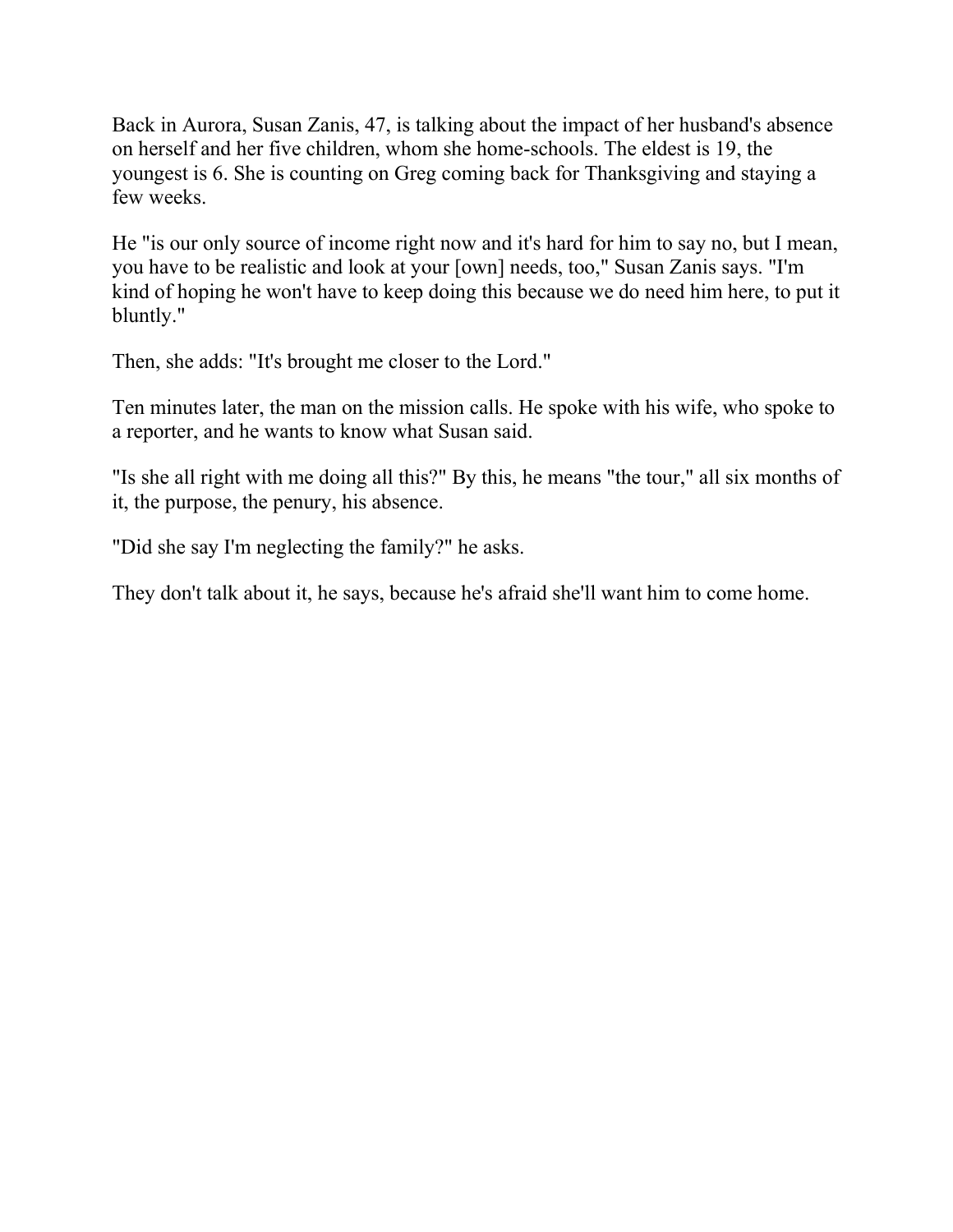Back in Aurora, Susan Zanis, 47, is talking about the impact of her husband's absence on herself and her five children, whom she home-schools. The eldest is 19, the youngest is 6. She is counting on Greg coming back for Thanksgiving and staying a few weeks.

He "is our only source of income right now and it's hard for him to say no, but I mean, you have to be realistic and look at your [own] needs, too," Susan Zanis says. "I'm kind of hoping he won't have to keep doing this because we do need him here, to put it bluntly."

Then, she adds: "It's brought me closer to the Lord."

Ten minutes later, the man on the mission calls. He spoke with his wife, who spoke to a reporter, and he wants to know what Susan said.

"Is she all right with me doing all this?" By this, he means "the tour," all six months of it, the purpose, the penury, his absence.

"Did she say I'm neglecting the family?" he asks.

They don't talk about it, he says, because he's afraid she'll want him to come home.